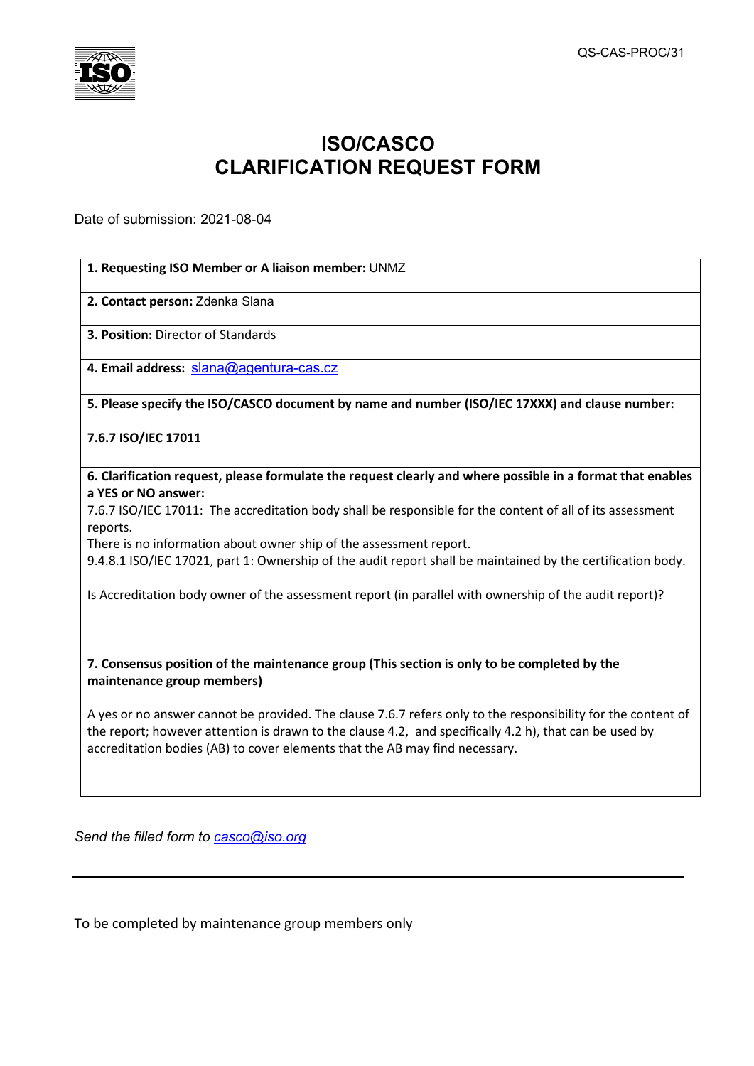QS-CAS-PROC/31

# ISO/CASCO
# CLARIFICATION REQUEST FORM

Date of submission: 2021-08-04

**1. Requesting ISO Member or A liaison member:** UNMZ

**2. Contact person:** Zdenka Slana

**3. Position:** Director of Standards

**4. Email address:** slana@agentura-cas.cz

**5. Please specify the ISO/CASCO document by name and number (ISO/IEC 17XXX) and clause number:**

**7.6.7 ISO/IEC 17011**

**6. Clarification request, please formulate the request clearly and where possible in a format that enables a YES or NO answer:**

7.6.7 ISO/IEC 17011: The accreditation body shall be responsible for the content of all of its assessment reports.

There is no information about owner ship of the assessment report.

9.4.8.1 ISO/IEC 17021, part 1: Ownership of the audit report shall be maintained by the certification body.

Is Accreditation body owner of the assessment report (in parallel with ownership of the audit report)?

**7. Consensus position of the maintenance group (This section is only to be completed by the maintenance group members)**

A yes or no answer cannot be provided. The clause 7.6.7 refers only to the responsibility for the content of the report; however attention is drawn to the clause 4.2, and specifically 4.2 h), that can be used by accreditation bodies (AB) to cover elements that the AB may find necessary.

*Send the filled form to casco@iso.org*

---

To be completed by maintenance group members only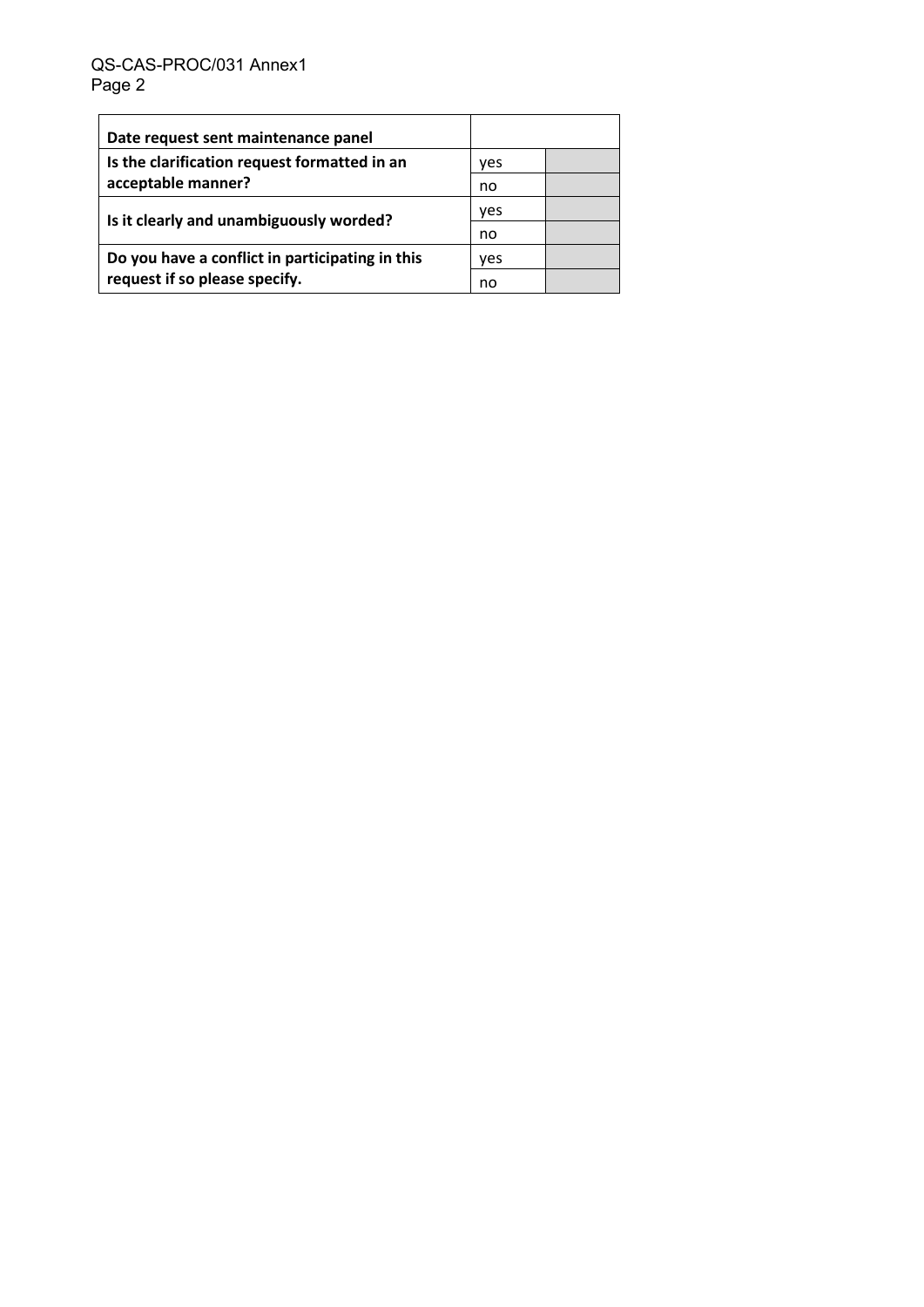| | | |
|---|---|---|
| **Date request sent maintenance panel** | | |
| **Is the clarification request formatted in an acceptable manner?** | yes | |
| | no | |
| **Is it clearly and unambiguously worded?** | yes | |
| | no | |
| **Do you have a conflict in participating in this request if so please specify.** | yes | |
| | no | |